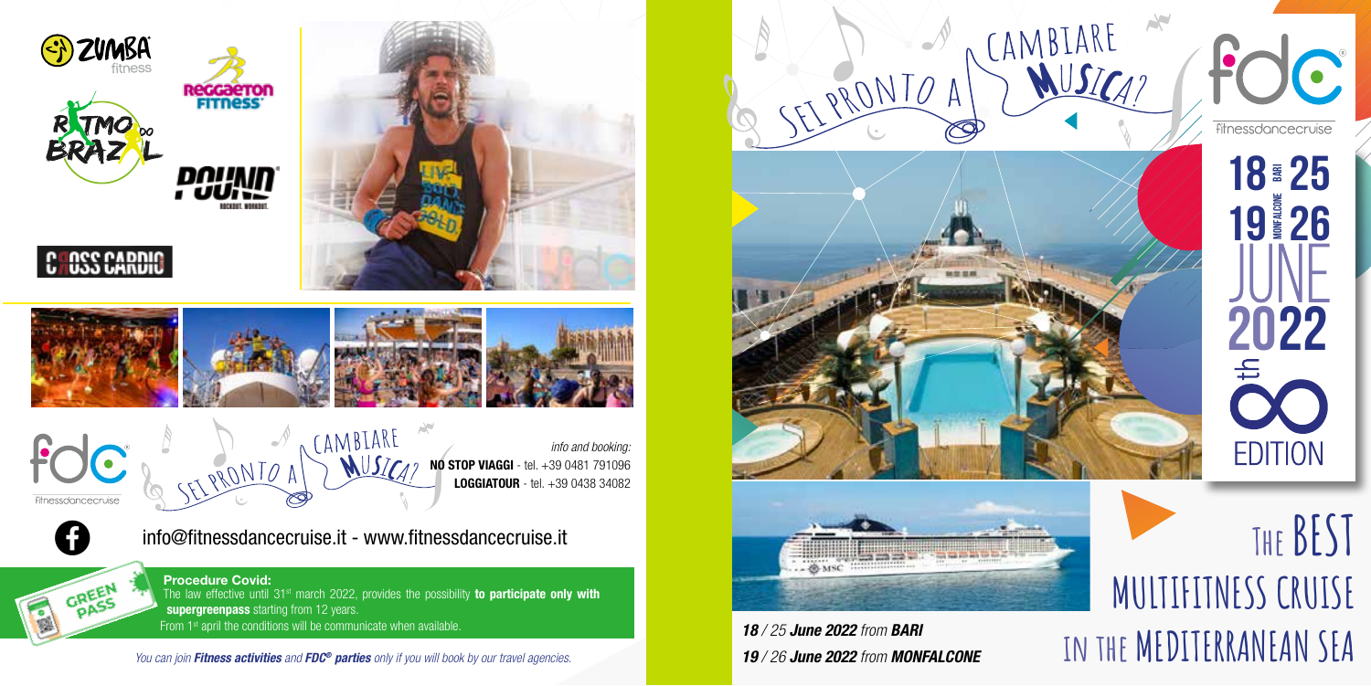ZUMBA fitness

Reggaeton Fitness

RITMO BRAZIL

POUND

CROSS CARDIO

fdc fitnessdancecruise

SEI PRONTO A CAMBIARE MUSICA?

*info and booking:*
**NO STOP VIAGGI** - tel. +39 0481 791096
**LOGGIATOUR** - tel. +39 0438 34082

info@fitnessdancecruise.it - www.fitnessdancecruise.it

GREEN PASS

**Procedure Covid:**
The law effective until 31st march 2022, provides the possibility **to participate only with supergreenpass** starting from 12 years.
From 1st april the conditions will be communicate when available.

*You can join **Fitness activities** and **FDC® parties** only if you will book by our travel agencies.*

SEI PRONTO A CAMBIARE MUSICA?

fdc fitnessdancecruise

18 / 25 BARI
19 / 26 MONFALCONE
JUNE
2022

8th EDITION

*18 / 25 **June 2022** from **BARI***
*19 / 26 **June 2022** from **MONFALCONE***

# THE BEST MULTIFITNESS CRUISE IN THE MEDITERRANEAN SEA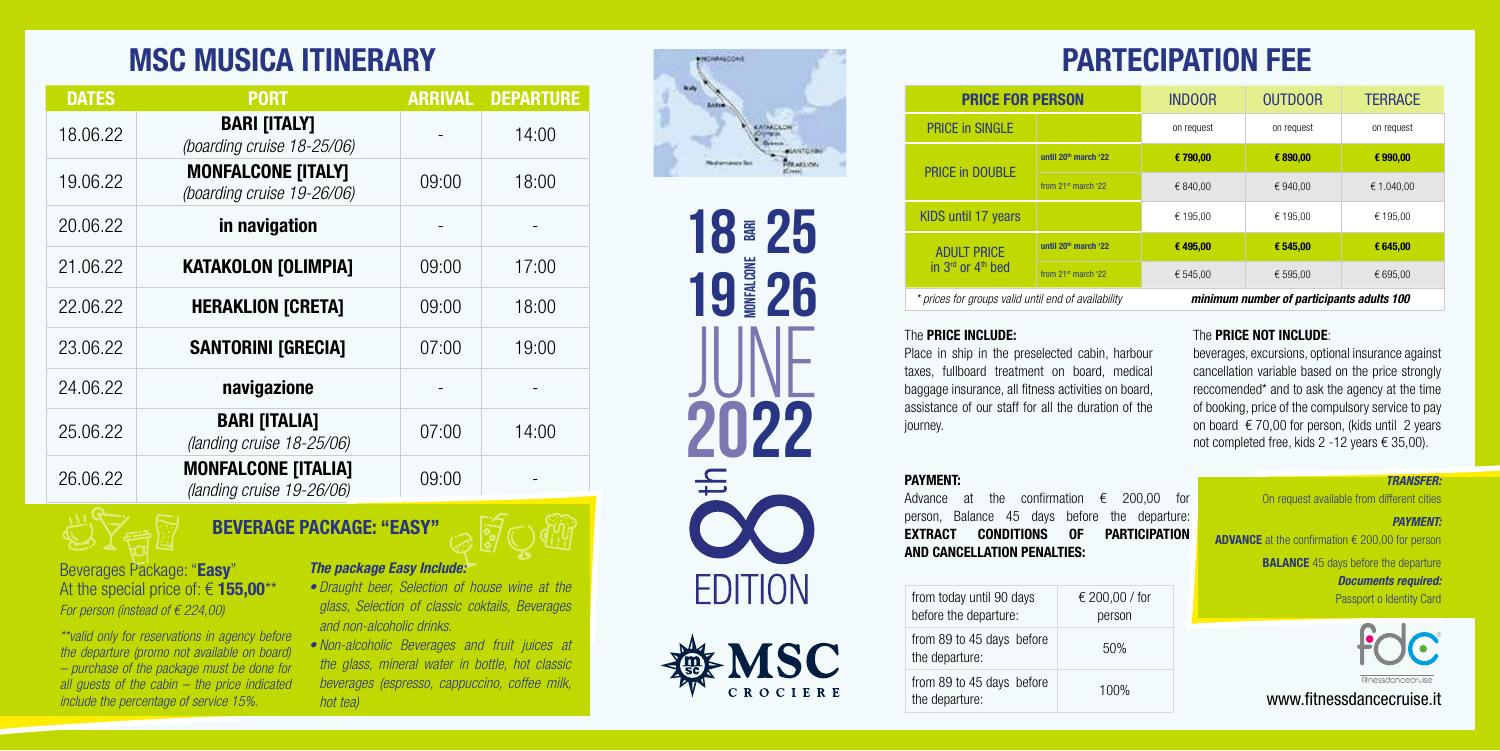# MSC MUSICA ITINERARY

| DATES | PORT | ARRIVAL | DEPARTURE |
|---|---|---|---|
| 18.06.22 | **BARI [ITALY]** *(boarding cruise 18-25/06)* | - | 14:00 |
| 19.06.22 | **MONFALCONE [ITALY]** *(boarding cruise 19-26/06)* | 09:00 | 18:00 |
| 20.06.22 | **in navigation** | - | - |
| 21.06.22 | **KATAKOLON [OLIMPIA]** | 09:00 | 17:00 |
| 22.06.22 | **HERAKLION [CRETA]** | 09:00 | 18:00 |
| 23.06.22 | **SANTORINI [GRECIA]** | 07:00 | 19:00 |
| 24.06.22 | **navigazione** | - | - |
| 25.06.22 | **BARI [ITALIA]** *(landing cruise 18-25/06)* | 07:00 | 14:00 |
| 26.06.22 | **MONFALCONE [ITALIA]** *(landing cruise 19-26/06)* | 09:00 | - |

## BEVERAGE PACKAGE: "EASY"

Beverages Package: "**Easy**"
At the special price of: € **155,00**\*\*
*For person (instead of € 224,00)*

*\*\*valid only for reservations in agency before the departure (promo not available on board) – purchase of the package must be done for all guests of the cabin – the price indicated include the percentage of service 15%.*

***The package Easy Include:***

- *Draught beer, Selection of house wine at the glass, Selection of classic coktails, Beverages and non-alcoholic drinks.*
- *Non-alcoholic Beverages and fruit juices at the glass, mineral water in bottle, hot classic beverages (espresso, cappuccino, coffee milk, hot tea)*

18 BARI 25
19 MONFALCONE 26
JUNE
2022
8th
EDITION

MSC CROCIERE

# PARTECIPATION FEE

| PRICE FOR PERSON | | INDOOR | OUTDOOR | TERRACE |
|---|---|---|---|---|
| PRICE in SINGLE | | on request | on request | on request |
| PRICE in DOUBLE | until 20th march '22 | € 790,00 | € 890,00 | € 990,00 |
| | from 21st march '22 | € 840,00 | € 940,00 | € 1.040,00 |
| KIDS until 17 years | | € 195,00 | € 195,00 | € 195,00 |
| ADULT PRICE in 3rd or 4th bed | until 20th march '22 | € 495,00 | € 545,00 | € 645,00 |
| | from 21st march '22 | € 545,00 | € 595,00 | € 695,00 |

*\* prices for groups valid until end of availability* — ***minimum number of participants adults 100***

The **PRICE INCLUDE:**

Place in ship in the preselected cabin, harbour taxes, fullboard treatment on board, medical baggage insurance, all fitness activities on board, assistance of our staff for all the duration of the journey.

The **PRICE NOT INCLUDE**:

beverages, excursions, optional insurance against cancellation variable based on the price strongly reccomended\* and to ask the agency at the time of booking, price of the compulsory service to pay on board € 70,00 for person, (kids until 2 years not completed free, kids 2 -12 years € 35,00).

**PAYMENT:**

Advance at the confirmation € 200,00 for person, Balance 45 days before the departure: **EXTRACT CONDITIONS OF PARTICIPATION AND CANCELLATION PENALTIES:**

| | |
|---|---|
| from today until 90 days before the departure: | € 200,00 / for person |
| from 89 to 45 days before the departure: | 50% |
| from 89 to 45 days before the departure: | 100% |

***TRANSFER:***
On request available from different cities

***PAYMENT:***
**ADVANCE** at the confirmation € 200,00 for person
**BALANCE** 45 days before the departure

***Documents required:***
Passport o Identity Card

fdc
fitnessdancecruise
www.fitnessdancecruise.it